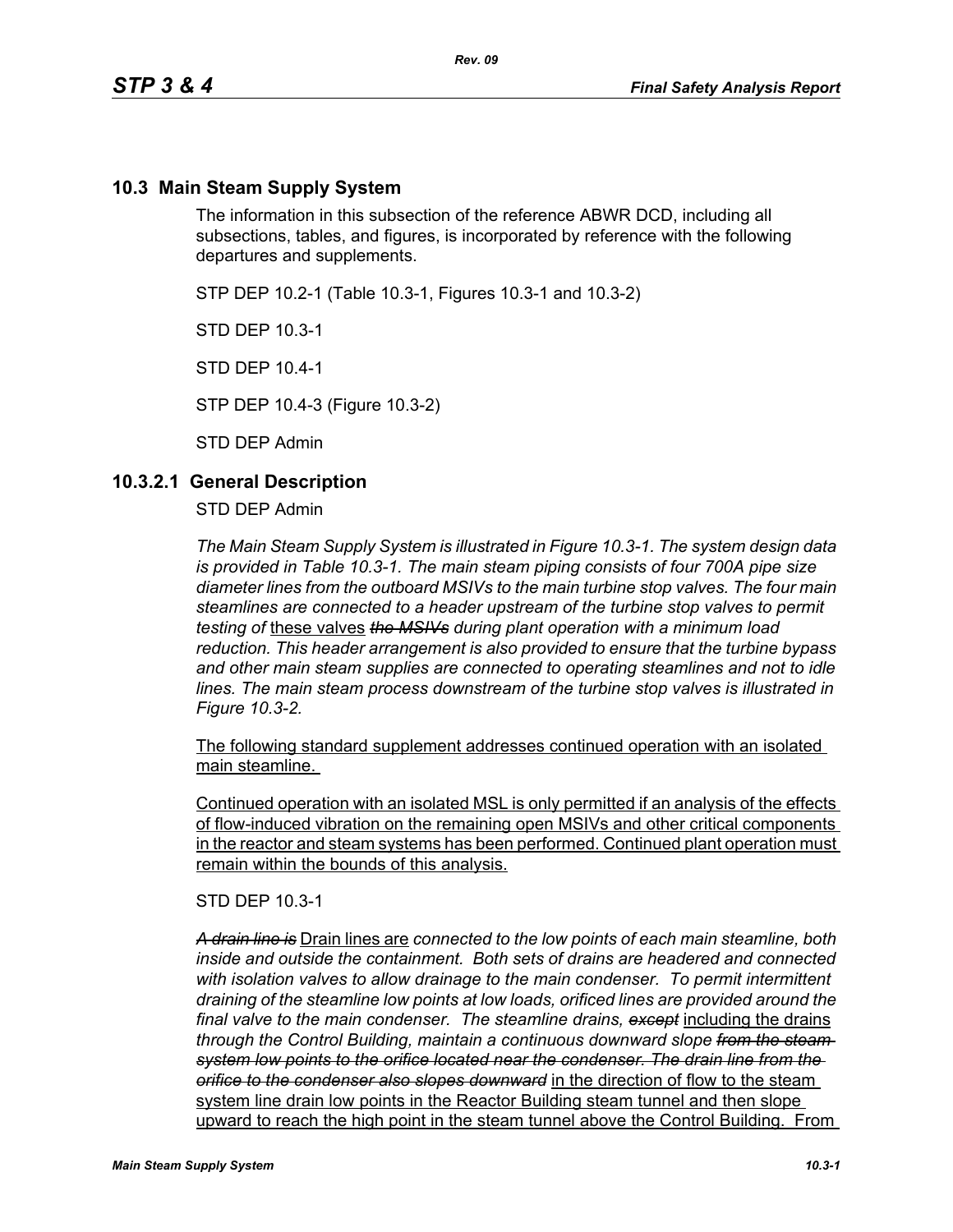## 10.3 Main Steam Supply System

The information in this subsection of the reference ABWR DCD, including all subsections, tables, and figures, is incorporated by reference with the following departures and supplements.

STP DEP 10.2-1 (Table 10.3-1, Figures 10.3-1 and 10.3-2)

STD DEP 10.3-1

STD DEP 10.4-1

STP DEP 10.4-3 (Figure 10.3-2)

STD DEP Admin

## 10.3.2.1 General Description

STD DEP Admin

*The Main Steam Supply System is illustrated in Figure 10.3-1. The system design data is provided in Table 10.3-1. The main steam piping consists of four 700A pipe size diameter lines from the outboard MSIVs to the main turbine stop valves. The four main steamlines are connected to a header upstream of the turbine stop valves to permit testing of* <u>these valves</u> ~~*the MSIVs*~~ *during plant operation with a minimum load reduction. This header arrangement is also provided to ensure that the turbine bypass and other main steam supplies are connected to operating steamlines and not to idle lines. The main steam process downstream of the turbine stop valves is illustrated in Figure 10.3-2.*

<u>The following standard supplement addresses continued operation with an isolated main steamline.</u>

<u>Continued operation with an isolated MSL is only permitted if an analysis of the effects of flow-induced vibration on the remaining open MSIVs and other critical components in the reactor and steam systems has been performed. Continued plant operation must remain within the bounds of this analysis.</u>

STD DEP 10.3-1

~~*A drain line is*~~ <u>Drain lines are</u> *connected to the low points of each main steamline, both inside and outside the containment. Both sets of drains are headered and connected with isolation valves to allow drainage to the main condenser. To permit intermittent draining of the steamline low points at low loads, orificed lines are provided around the final valve to the main condenser. The steamline drains,* ~~*except*~~ <u>including the drains</u> *through the Control Building, maintain a continuous downward slope* ~~*from the steam system low points to the orifice located near the condenser. The drain line from the orifice to the condenser also slopes downward*~~ <u>in the direction of flow to the steam system line drain low points in the Reactor Building steam tunnel and then slope upward to reach the high point in the steam tunnel above the Control Building. From</u>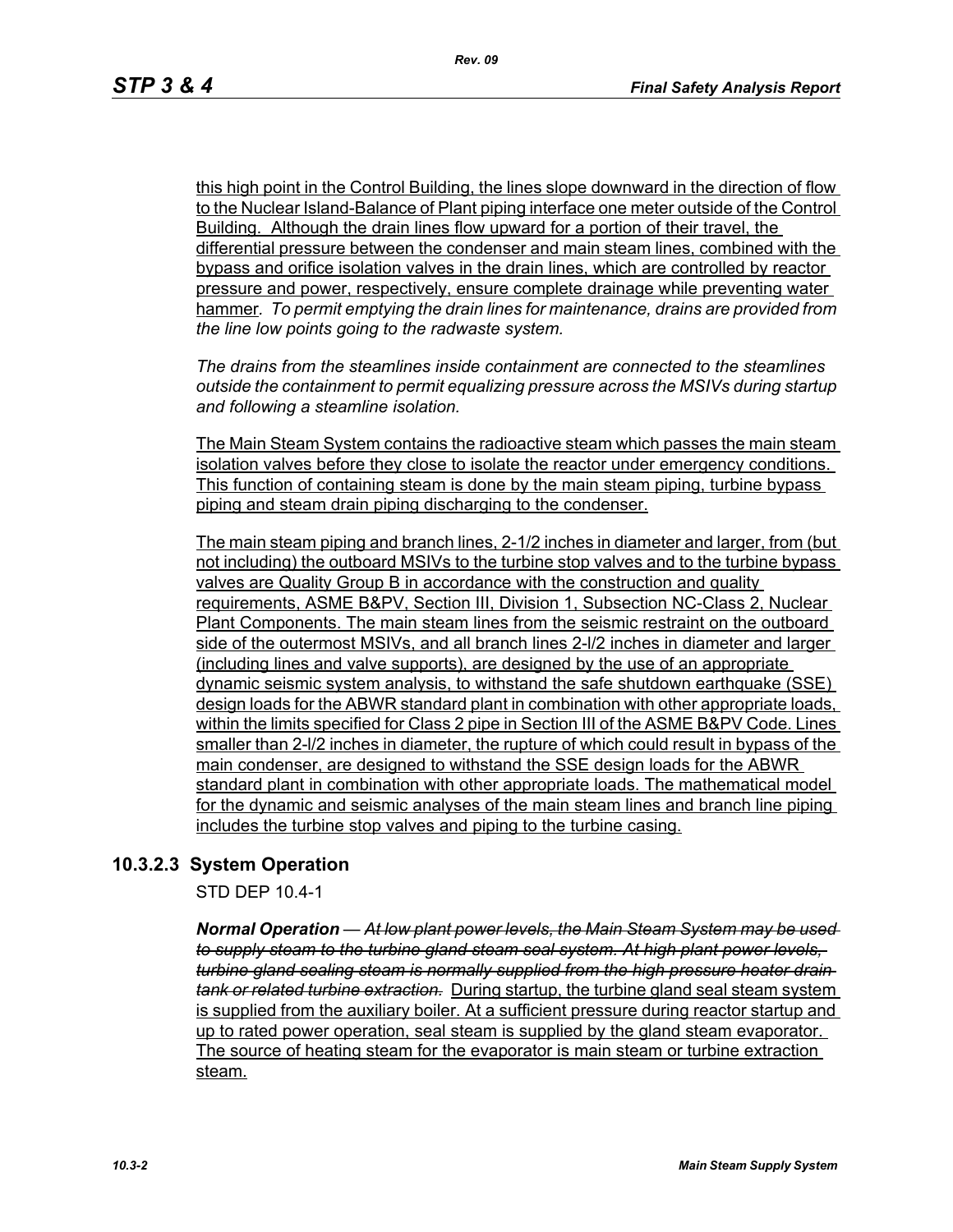this high point in the Control Building, the lines slope downward in the direction of flow to the Nuclear Island-Balance of Plant piping interface one meter outside of the Control Building. Although the drain lines flow upward for a portion of their travel, the differential pressure between the condenser and main steam lines, combined with the bypass and orifice isolation valves in the drain lines, which are controlled by reactor pressure and power, respectively, ensure complete drainage while preventing water hammer. *To permit emptying the drain lines for maintenance, drains are provided from the line low points going to the radwaste system.*

*The drains from the steamlines inside containment are connected to the steamlines outside the containment to permit equalizing pressure across the MSIVs during startup and following a steamline isolation.*

The Main Steam System contains the radioactive steam which passes the main steam isolation valves before they close to isolate the reactor under emergency conditions. This function of containing steam is done by the main steam piping, turbine bypass piping and steam drain piping discharging to the condenser.

The main steam piping and branch lines, 2-1/2 inches in diameter and larger, from (but not including) the outboard MSIVs to the turbine stop valves and to the turbine bypass valves are Quality Group B in accordance with the construction and quality requirements, ASME B&PV, Section III, Division 1, Subsection NC-Class 2, Nuclear Plant Components. The main steam lines from the seismic restraint on the outboard side of the outermost MSIVs, and all branch lines 2-l/2 inches in diameter and larger (including lines and valve supports), are designed by the use of an appropriate dynamic seismic system analysis, to withstand the safe shutdown earthquake (SSE) design loads for the ABWR standard plant in combination with other appropriate loads, within the limits specified for Class 2 pipe in Section III of the ASME B&PV Code. Lines smaller than 2-l/2 inches in diameter, the rupture of which could result in bypass of the main condenser, are designed to withstand the SSE design loads for the ABWR standard plant in combination with other appropriate loads. The mathematical model for the dynamic and seismic analyses of the main steam lines and branch line piping includes the turbine stop valves and piping to the turbine casing.

### 10.3.2.3 System Operation

STD DEP 10.4-1

***Normal Operation*** — ~~*At low plant power levels, the Main Steam System may be used to supply steam to the turbine gland steam seal system. At high plant power levels, turbine gland sealing steam is normally supplied from the high pressure heater drain tank or related turbine extraction.*~~ During startup, the turbine seal steam system is supplied from the auxiliary boiler. At a sufficient pressure during reactor startup and up to rated power operation, seal steam is supplied by the gland steam evaporator. The source of heating steam for the evaporator is main steam or turbine extraction steam.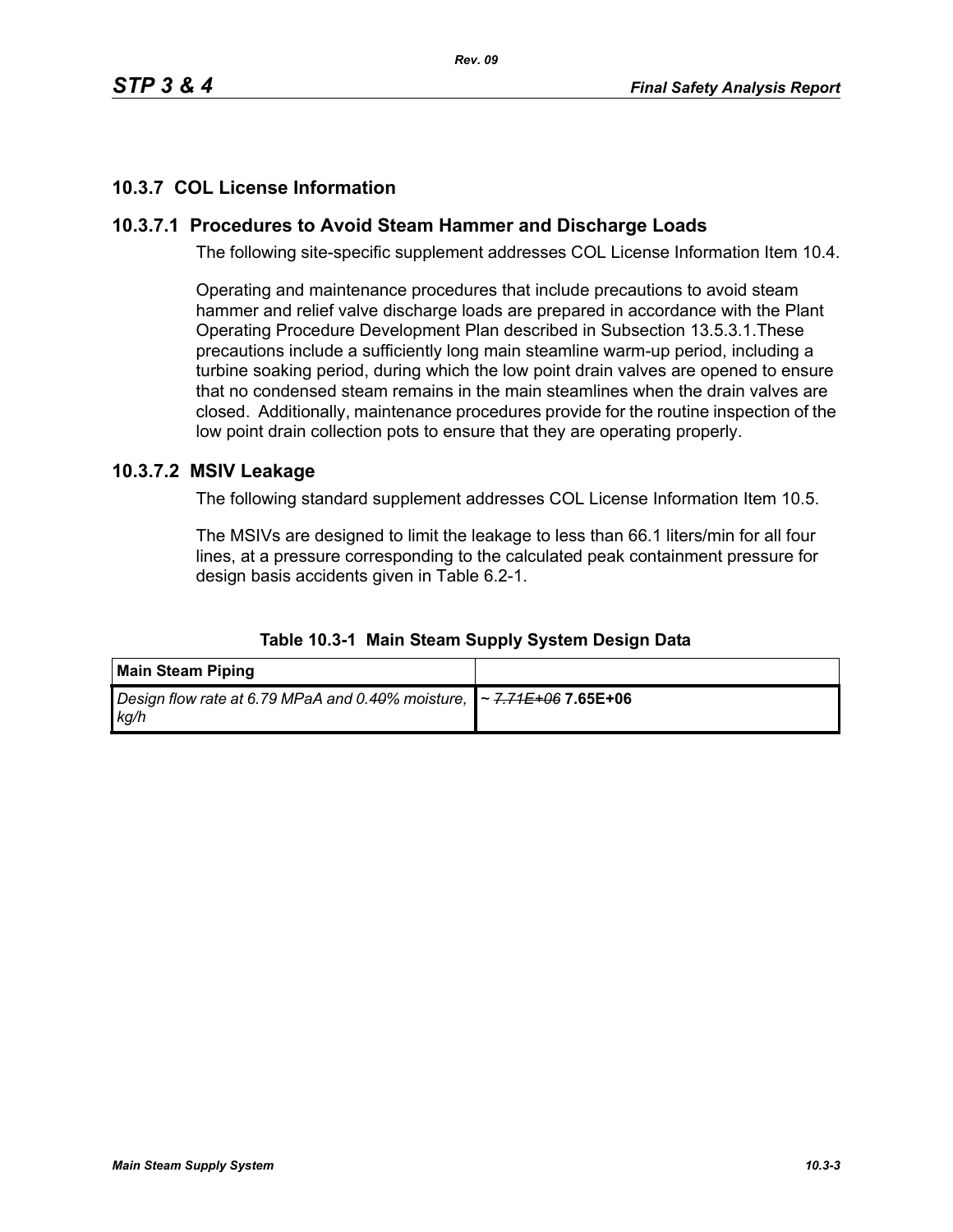## 10.3.7 COL License Information

### 10.3.7.1 Procedures to Avoid Steam Hammer and Discharge Loads

The following site-specific supplement addresses COL License Information Item 10.4.

Operating and maintenance procedures that include precautions to avoid steam hammer and relief valve discharge loads are prepared in accordance with the Plant Operating Procedure Development Plan described in Subsection 13.5.3.1.These precautions include a sufficiently long main steamline warm-up period, including a turbine soaking period, during which the low point drain valves are opened to ensure that no condensed steam remains in the main steamlines when the drain valves are closed. Additionally, maintenance procedures provide for the routine inspection of the low point drain collection pots to ensure that they are operating properly.

### 10.3.7.2 MSIV Leakage

The following standard supplement addresses COL License Information Item 10.5.

The MSIVs are designed to limit the leakage to less than 66.1 liters/min for all four lines, at a pressure corresponding to the calculated peak containment pressure for design basis accidents given in Table 6.2-1.

**Table 10.3-1 Main Steam Supply System Design Data**

| **Main Steam Piping** | |
|---|---|
| *Design flow rate at 6.79 MPaA and 0.4~~0~~% moisture, kg/h* | ~ ~~*7.71E+06*~~ **7.65E+06** |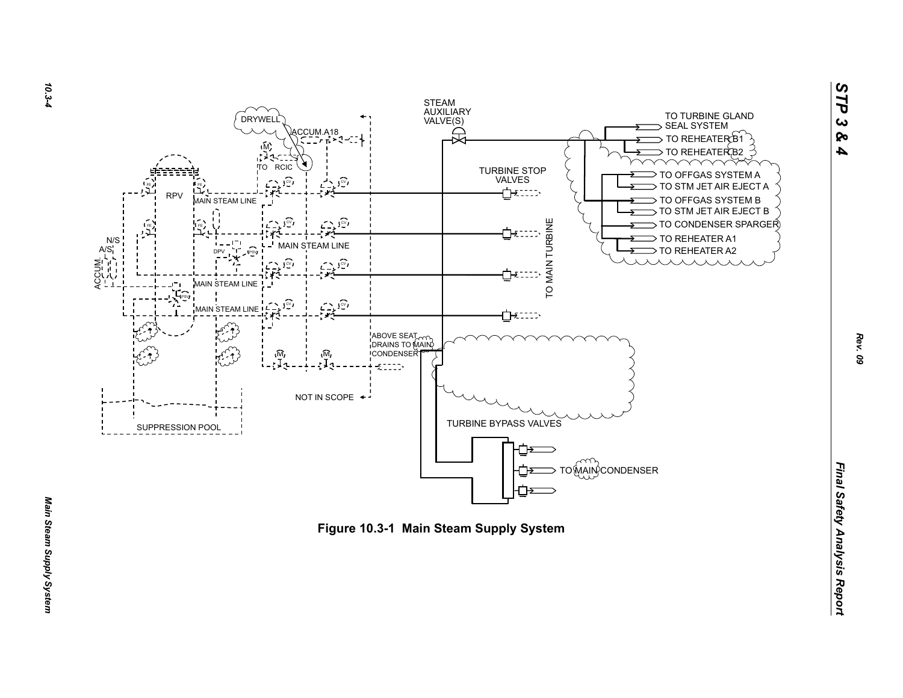STEAM AUXILIARY VALVE(S)

DRYWELL

ACCUM.A18

TO RCIC

TO TURBINE GLAND SEAL SYSTEM

TO REHEATER B1

TO REHEATER B2

TO OFFGAS SYSTEM A

TO STM JET AIR EJECT A

TO OFFGAS SYSTEM B

TO STM JET AIR EJECT B

TO CONDENSER SPARGER

TO REHEATER A1

TO REHEATER A2

TURBINE STOP VALVES

TO MAIN TURBINE

RPV

MAIN STEAM LINE

MAIN STEAM LINE

MAIN STEAM LINE

MAIN STEAM LINE

N/S

A/S

ACCUM.

DPV

ABOVE SEAT DRAINS TO MAIN CONDENSER

NOT IN SCOPE

SUPPRESSION POOL

TURBINE BYPASS VALVES

TO MAIN CONDENSER

**Figure 10.3-1 Main Steam Supply System**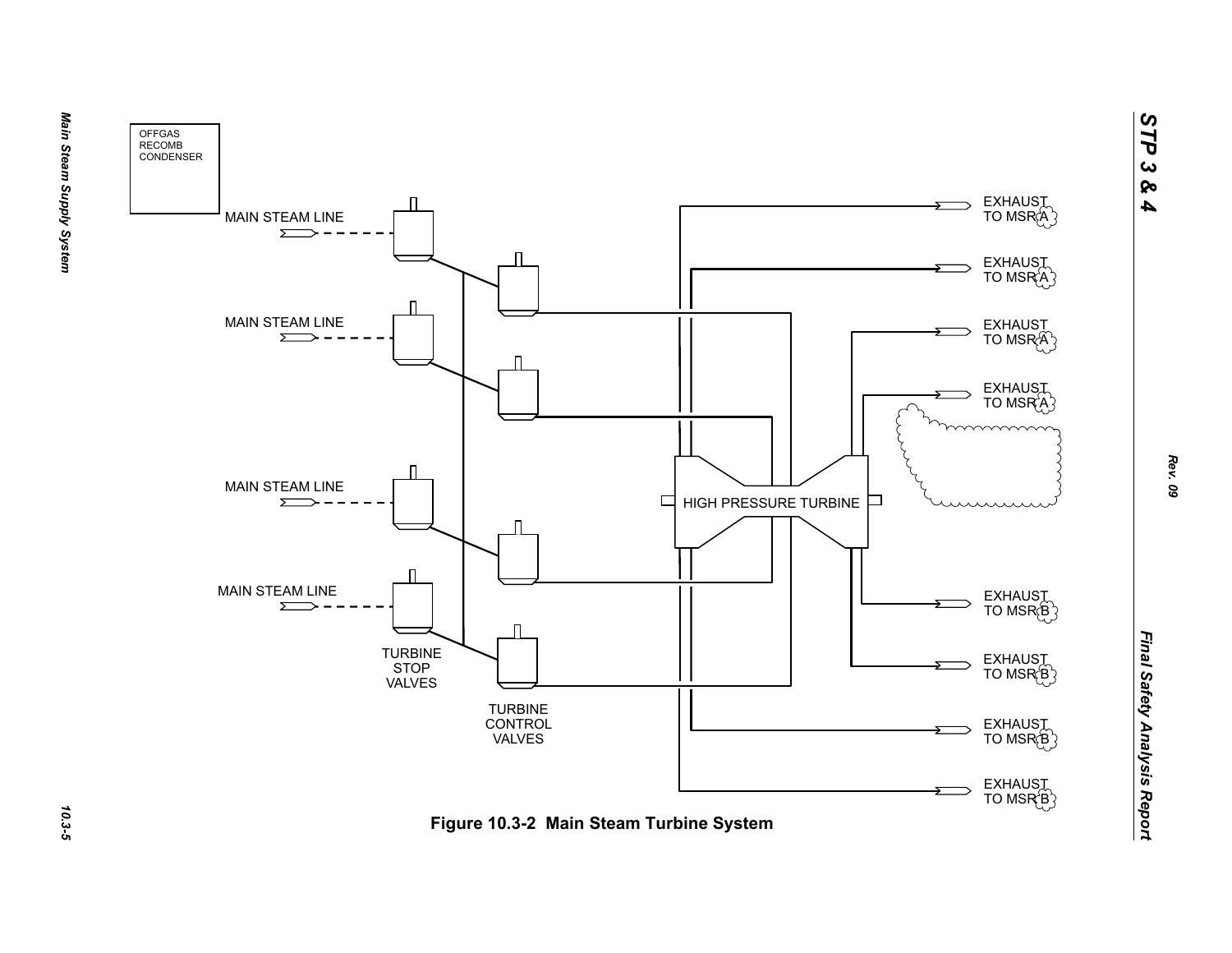OFFGAS RECOMB CONDENSER

MAIN STEAM LINE

MAIN STEAM LINE

MAIN STEAM LINE

MAIN STEAM LINE

TURBINE STOP VALVES

TURBINE CONTROL VALVES

HIGH PRESSURE TURBINE

EXHAUST TO MSR A

EXHAUST TO MSR A

EXHAUST TO MSR A

EXHAUST TO MSR A

EXHAUST TO MSR B

EXHAUST TO MSR B

EXHAUST TO MSR B

EXHAUST TO MSR B

**Figure 10.3-2 Main Steam Turbine System**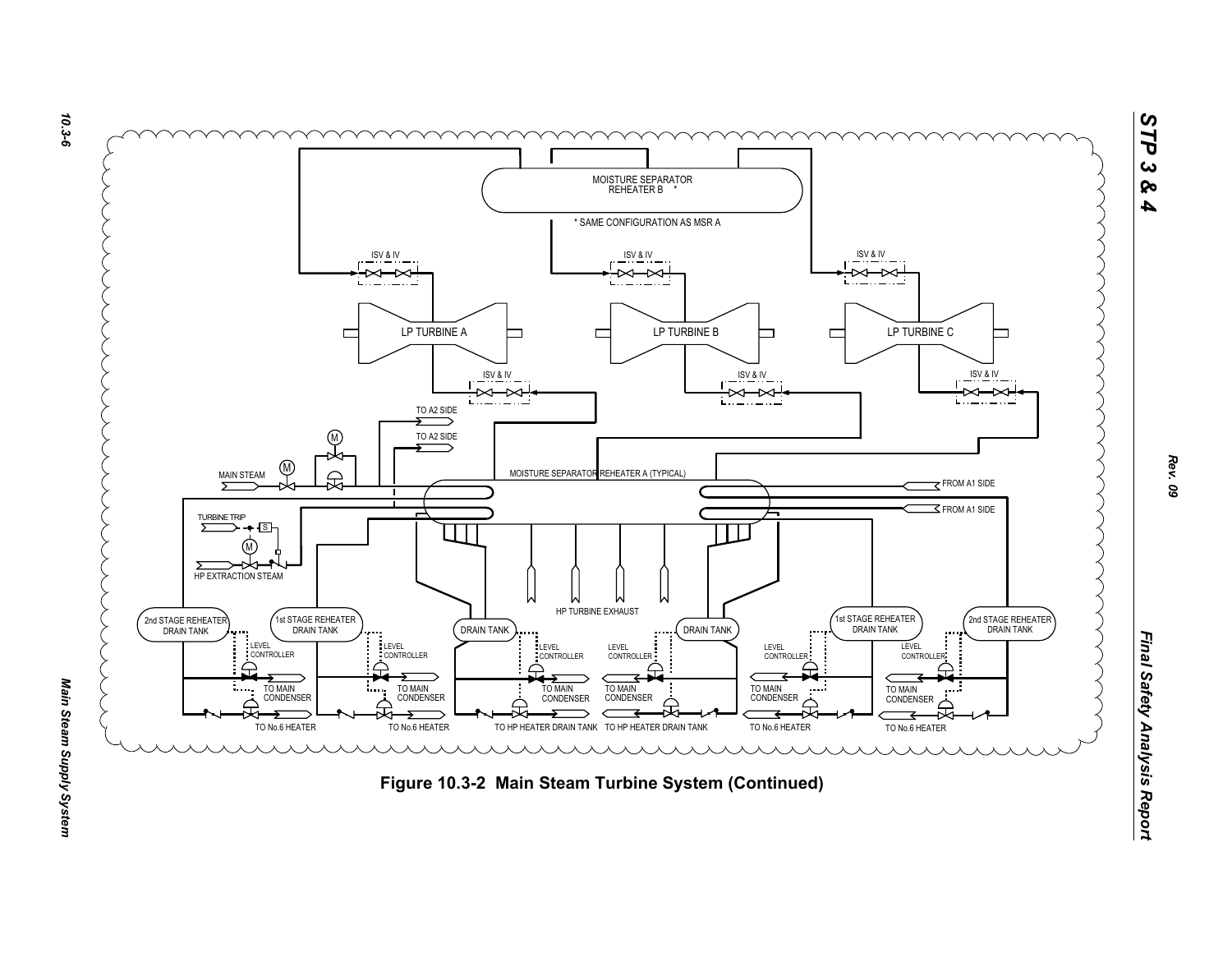MOISTURE SEPARATOR
REHEATER B *

* SAME CONFIGURATION AS MSR A

ISV & IV

ISV & IV

ISV & IV

LP TURBINE A

LP TURBINE B

LP TURBINE C

ISV & IV

ISV & IV

ISV & IV

TO A2 SIDE

TO A2 SIDE

M

M

MAIN STEAM

MOISTURE SEPARATOR REHEATER A (TYPICAL)

FROM A1 SIDE

FROM A1 SIDE

TURBINE TRIP

S

M

HP EXTRACTION STEAM

HP TURBINE EXHAUST

2nd STAGE REHEATER DRAIN TANK

1st STAGE REHEATER DRAIN TANK

DRAIN TANK

DRAIN TANK

1st STAGE REHEATER DRAIN TANK

2nd STAGE REHEATER DRAIN TANK

LEVEL CONTROLLER

LEVEL CONTROLLER

LEVEL CONTROLLER

LEVEL CONTROLLER

LEVEL CONTROLLER

LEVEL CONTROLLER

TO MAIN CONDENSER

TO MAIN CONDENSER

TO MAIN CONDENSER

TO MAIN CONDENSER

TO MAIN CONDENSER

TO MAIN CONDENSER

TO No.6 HEATER

TO No.6 HEATER

TO HP HEATER DRAIN TANK

TO HP HEATER DRAIN TANK

TO No.6 HEATER

TO No.6 HEATER

**Figure 10.3-2 Main Steam Turbine System (Continued)**